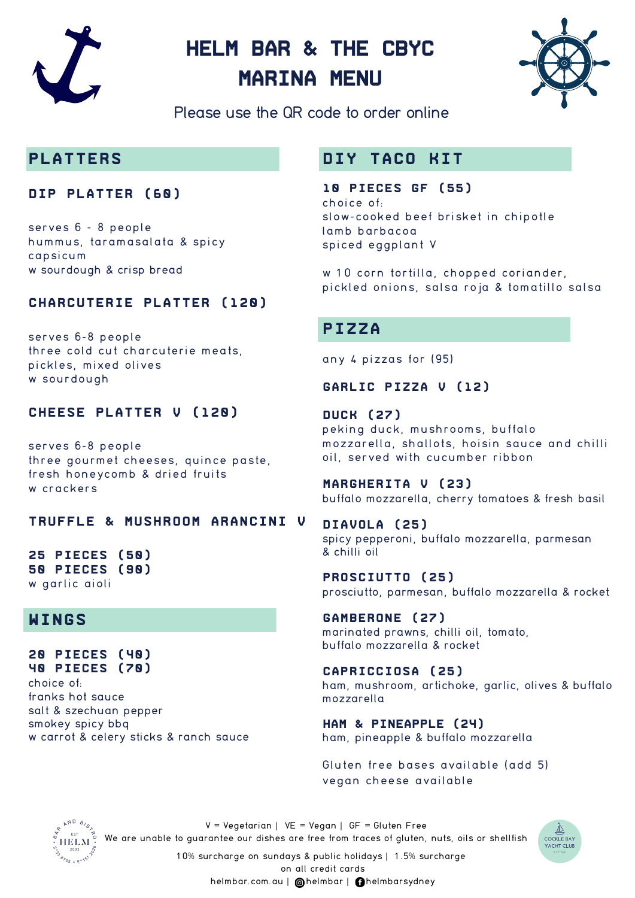# HELM BAR & THE CBYC MARINA MENU

Please use the QR code to order online

## PLATTERS

### DIP PLATTER (60)

serves 6 - 8 people
hummus, taramasalata & spicy capsicum
w sourdough & crisp bread

### CHARCUTERIE PLATTER (120)

serves 6-8 people
three cold cut charcuterie meats, pickles, mixed olives
w sourdough

### CHEESE PLATTER V (120)

serves 6-8 people
three gourmet cheeses, quince paste, fresh honeycomb & dried fruits
w crackers

### TRUFFLE & MUSHROOM ARANCINI V

**25 PIECES (50)**
**50 PIECES (90)**
w garlic aioli

## WINGS

**20 PIECES (40)**
**40 PIECES (70)**
choice of:
franks hot sauce
salt & szechuan pepper
smokey spicy bbq
w carrot & celery sticks & ranch sauce

## DIY TACO KIT

### 10 PIECES GF (55)

choice of:
slow-cooked beef brisket in chipotle
lamb barbacoa
spiced eggplant V

w 10 corn tortilla, chopped coriander, pickled onions, salsa roja & tomatillo salsa

## PIZZA

any 4 pizzas for (95)

### GARLIC PIZZA V (12)

### DUCK (27)

peking duck, mushrooms, buffalo mozzarella, shallots, hoisin sauce and chilli oil, served with cucumber ribbon

### MARGHERITA V (23)

buffalo mozzarella, cherry tomatoes & fresh basil

### DIAVOLA (25)

spicy pepperoni, buffalo mozzarella, parmesan & chilli oil

### PROSCIUTTO (25)

prosciutto, parmesan, buffalo mozzarella & rocket

### GAMBERONE (27)

marinated prawns, chilli oil, tomato, buffalo mozzarella & rocket

### CAPRICCIOSA (25)

ham, mushroom, artichoke, garlic, olives & buffalo mozzarella

### HAM & PINEAPPLE (24)

ham, pineapple & buffalo mozzarella

Gluten free bases available (add 5)
vegan cheese available

V = Vegetarian | VE = Vegan | GF = Gluten Free
We are unable to guarantee our dishes are free from traces of gluten, nuts, oils or shellfish

10% surcharge on sundays & public holidays | 1.5% surcharge on all credit cards

helmbar.com.au | helmbar | helmbarsydney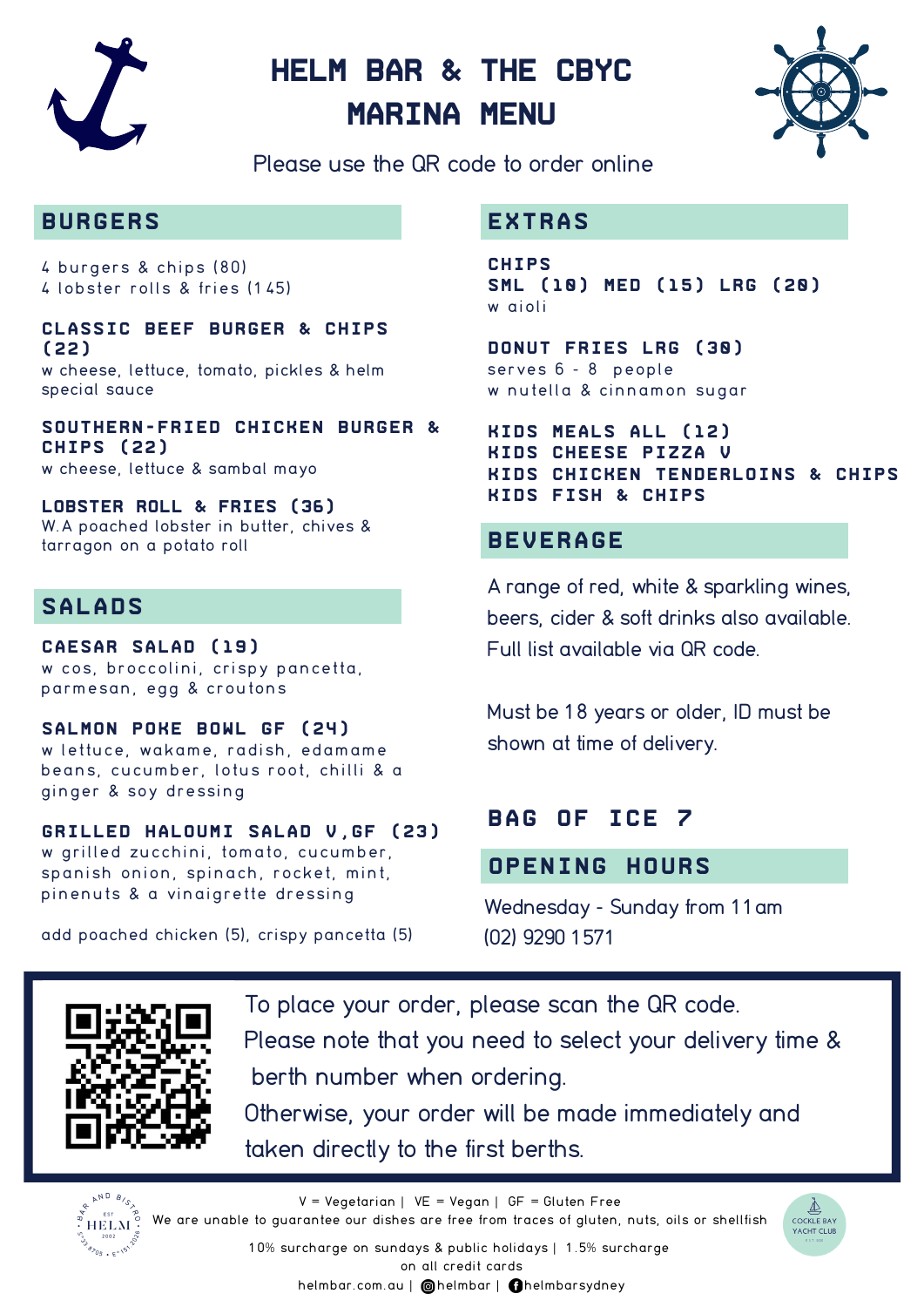# HELM BAR & THE CBYC MARINA MENU

Please use the QR code to order online

## BURGERS

4 burgers & chips (80)
4 lobster rolls & fries (145)

**CLASSIC BEEF BURGER & CHIPS (22)**
w cheese, lettuce, tomato, pickles & helm special sauce

**SOUTHERN-FRIED CHICKEN BURGER & CHIPS (22)**
w cheese, lettuce & sambal mayo

**LOBSTER ROLL & FRIES (36)**
W.A poached lobster in butter, chives & tarragon on a potato roll

## SALADS

**CAESAR SALAD (19)**
w cos, broccolini, crispy pancetta, parmesan, egg & croutons

**SALMON POKE BOWL GF (24)**
w lettuce, wakame, radish, edamame beans, cucumber, lotus root, chilli & a ginger & soy dressing

**GRILLED HALOUMI SALAD V,GF (23)**
w grilled zucchini, tomato, cucumber, spanish onion, spinach, rocket, mint, pinenuts & a vinaigrette dressing

add poached chicken (5), crispy pancetta (5)

## EXTRAS

**CHIPS**
**SML (10) MED (15) LRG (20)**
w aioli

**DONUT FRIES LRG (30)**
serves 6 - 8 people
w nutella & cinnamon sugar

**KIDS MEALS ALL (12)**
**KIDS CHEESE PIZZA V**
**KIDS CHICKEN TENDERLOINS & CHIPS**
**KIDS FISH & CHIPS**

## BEVERAGE

A range of red, white & sparkling wines, beers, cider & soft drinks also available. Full list available via QR code.

Must be 18 years or older, ID must be shown at time of delivery.

**BAG OF ICE 7**

## OPENING HOURS

Wednesday - Sunday from 11am
(02) 9290 1571

To place your order, please scan the QR code.
Please note that you need to select your delivery time & berth number when ordering.
Otherwise, your order will be made immediately and taken directly to the first berths.

V = Vegetarian | VE = Vegan | GF = Gluten Free
We are unable to guarantee our dishes are free from traces of gluten, nuts, oils or shellfish

10% surcharge on sundays & public holidays | 1.5% surcharge on all credit cards

helmbar.com.au | helmbar | helmbarsydney